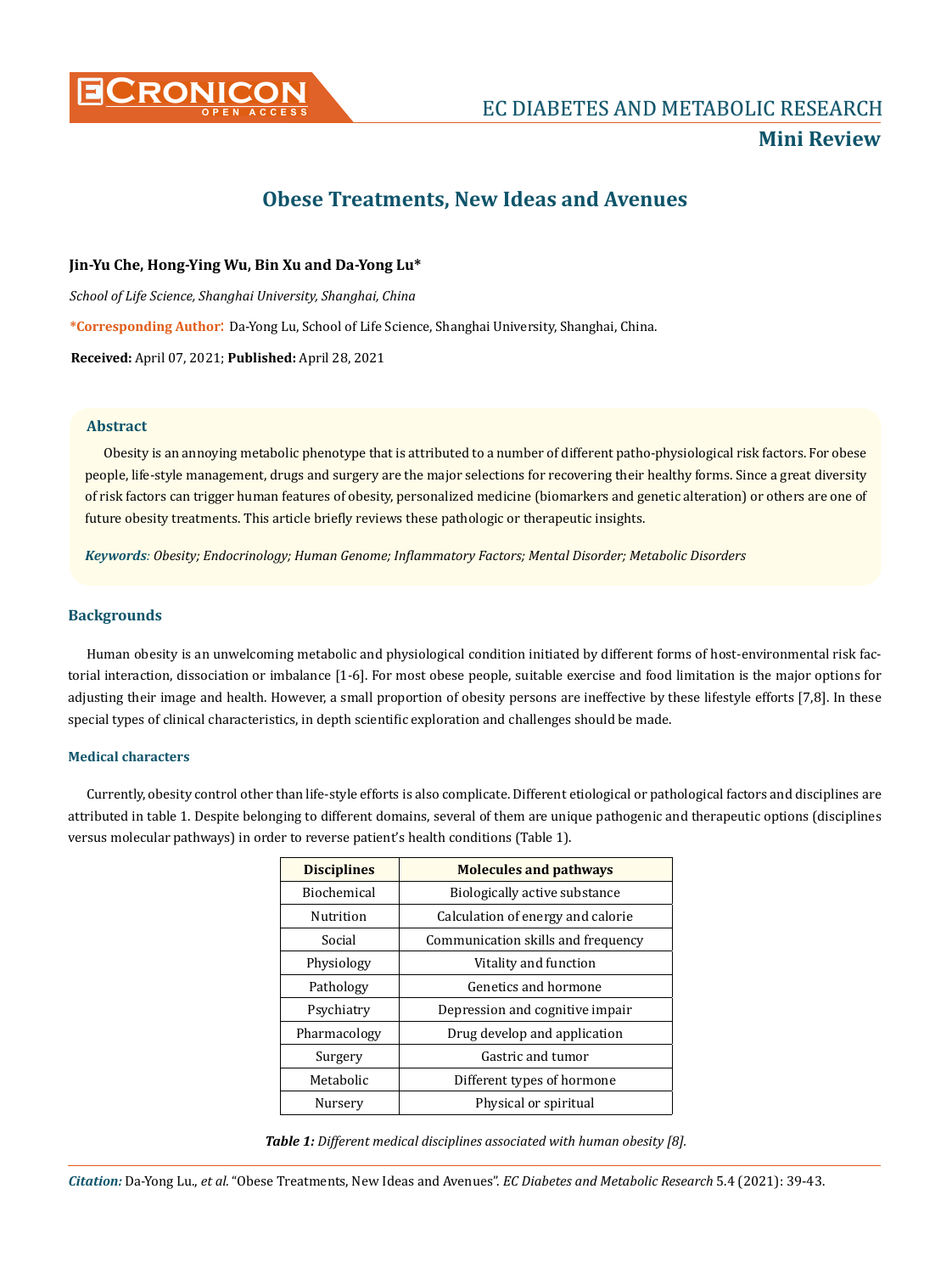EC DIABETES AND METABOLIC RESEARCH

**Mini Review**

# Obese Treatments, New Ideas and Avenues

**Jin-Yu Che, Hong-Ying Wu, Bin Xu and Da-Yong Lu***

*School of Life Science, Shanghai University, Shanghai, China*

**\*Corresponding Author**: Da-Yong Lu, School of Life Science, Shanghai University, Shanghai, China.

**Received:** April 07, 2021; **Published:** April 28, 2021

## Abstract

Obesity is an annoying metabolic phenotype that is attributed to a number of different patho-physiological risk factors. For obese people, life-style management, drugs and surgery are the major selections for recovering their healthy forms. Since a great diversity of risk factors can trigger human features of obesity, personalized medicine (biomarkers and genetic alteration) or others are one of future obesity treatments. This article briefly reviews these pathologic or therapeutic insights.

***Keywords**: Obesity; Endocrinology; Human Genome; Inflammatory Factors; Mental Disorder; Metabolic Disorders*

## Backgrounds

Human obesity is an unwelcoming metabolic and physiological condition initiated by different forms of host-environmental risk factorial interaction, dissociation or imbalance [1-6]. For most obese people, suitable exercise and food limitation is the major options for adjusting their image and health. However, a small proportion of obesity persons are ineffective by these lifestyle efforts [7,8]. In these special types of clinical characteristics, in depth scientific exploration and challenges should be made.

### Medical characters

Currently, obesity control other than life-style efforts is also complicate. Different etiological or pathological factors and disciplines are attributed in table 1. Despite belonging to different domains, several of them are unique pathogenic and therapeutic options (disciplines versus molecular pathways) in order to reverse patient's health conditions (Table 1).

| Disciplines | Molecules and pathways |
|---|---|
| Biochemical | Biologically active substance |
| Nutrition | Calculation of energy and calorie |
| Social | Communication skills and frequency |
| Physiology | Vitality and function |
| Pathology | Genetics and hormone |
| Psychiatry | Depression and cognitive impair |
| Pharmacology | Drug develop and application |
| Surgery | Gastric and tumor |
| Metabolic | Different types of hormone |
| Nursery | Physical or spiritual |

***Table 1:** Different medical disciplines associated with human obesity [8].*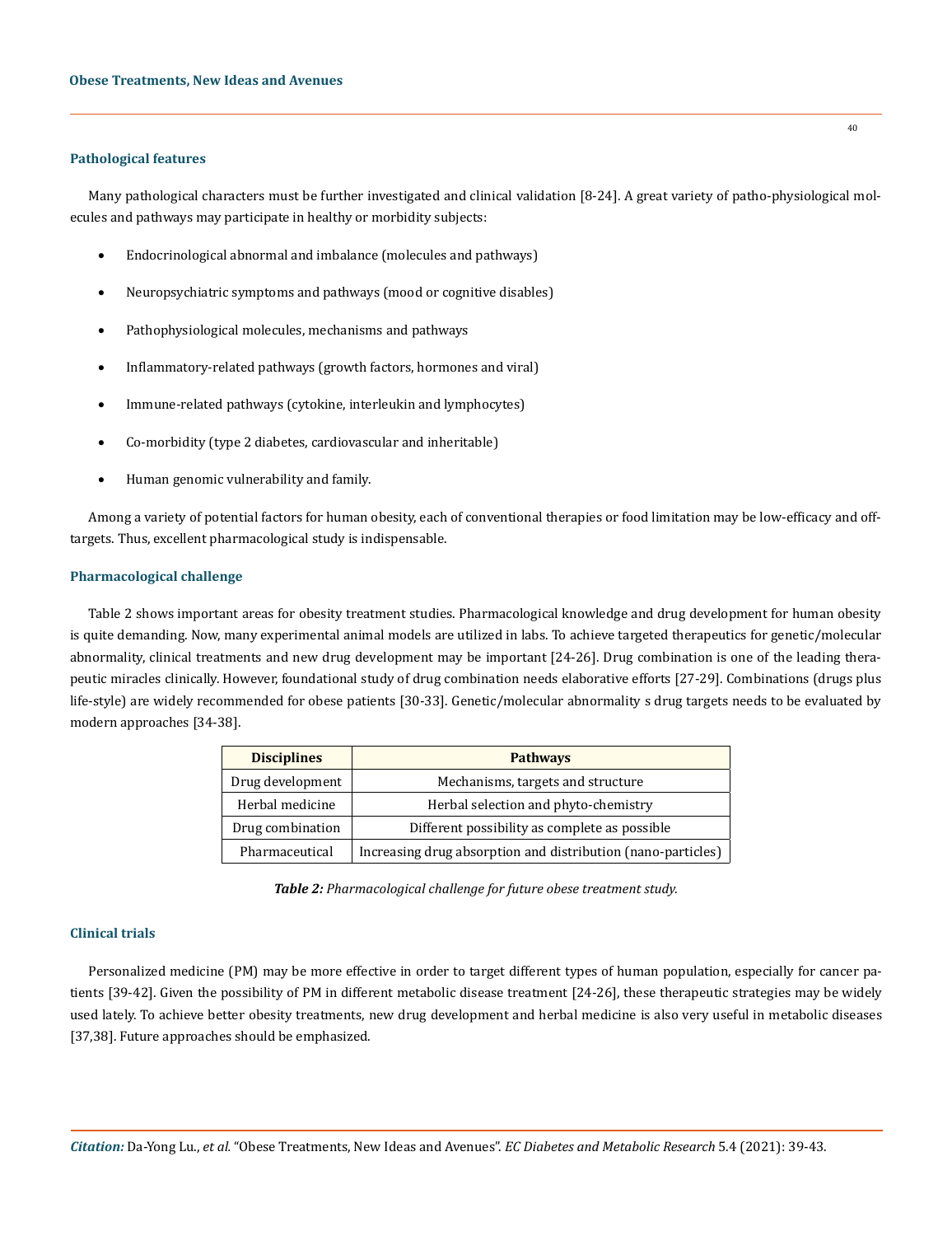### Pathological features

Many pathological characters must be further investigated and clinical validation [8-24]. A great variety of patho-physiological molecules and pathways may participate in healthy or morbidity subjects:

- Endocrinological abnormal and imbalance (molecules and pathways)
- Neuropsychiatric symptoms and pathways (mood or cognitive disables)
- Pathophysiological molecules, mechanisms and pathways
- Inflammatory-related pathways (growth factors, hormones and viral)
- Immune-related pathways (cytokine, interleukin and lymphocytes)
- Co-morbidity (type 2 diabetes, cardiovascular and inheritable)
- Human genomic vulnerability and family.

Among a variety of potential factors for human obesity, each of conventional therapies or food limitation may be low-efficacy and off-targets. Thus, excellent pharmacological study is indispensable.

### Pharmacological challenge

Table 2 shows important areas for obesity treatment studies. Pharmacological knowledge and drug development for human obesity is quite demanding. Now, many experimental animal models are utilized in labs. To achieve targeted therapeutics for genetic/molecular abnormality, clinical treatments and new drug development may be important [24-26]. Drug combination is one of the leading therapeutic miracles clinically. However, foundational study of drug combination needs elaborative efforts [27-29]. Combinations (drugs plus life-style) are widely recommended for obese patients [30-33]. Genetic/molecular abnormality s drug targets needs to be evaluated by modern approaches [34-38].

| Disciplines | Pathways |
| --- | --- |
| Drug development | Mechanisms, targets and structure |
| Herbal medicine | Herbal selection and phyto-chemistry |
| Drug combination | Different possibility as complete as possible |
| Pharmaceutical | Increasing drug absorption and distribution (nano-particles) |

***Table 2:*** *Pharmacological challenge for future obese treatment study.*

### Clinical trials

Personalized medicine (PM) may be more effective in order to target different types of human population, especially for cancer patients [39-42]. Given the possibility of PM in different metabolic disease treatment [24-26], these therapeutic strategies may be widely used lately. To achieve better obesity treatments, new drug development and herbal medicine is also very useful in metabolic diseases [37,38]. Future approaches should be emphasized.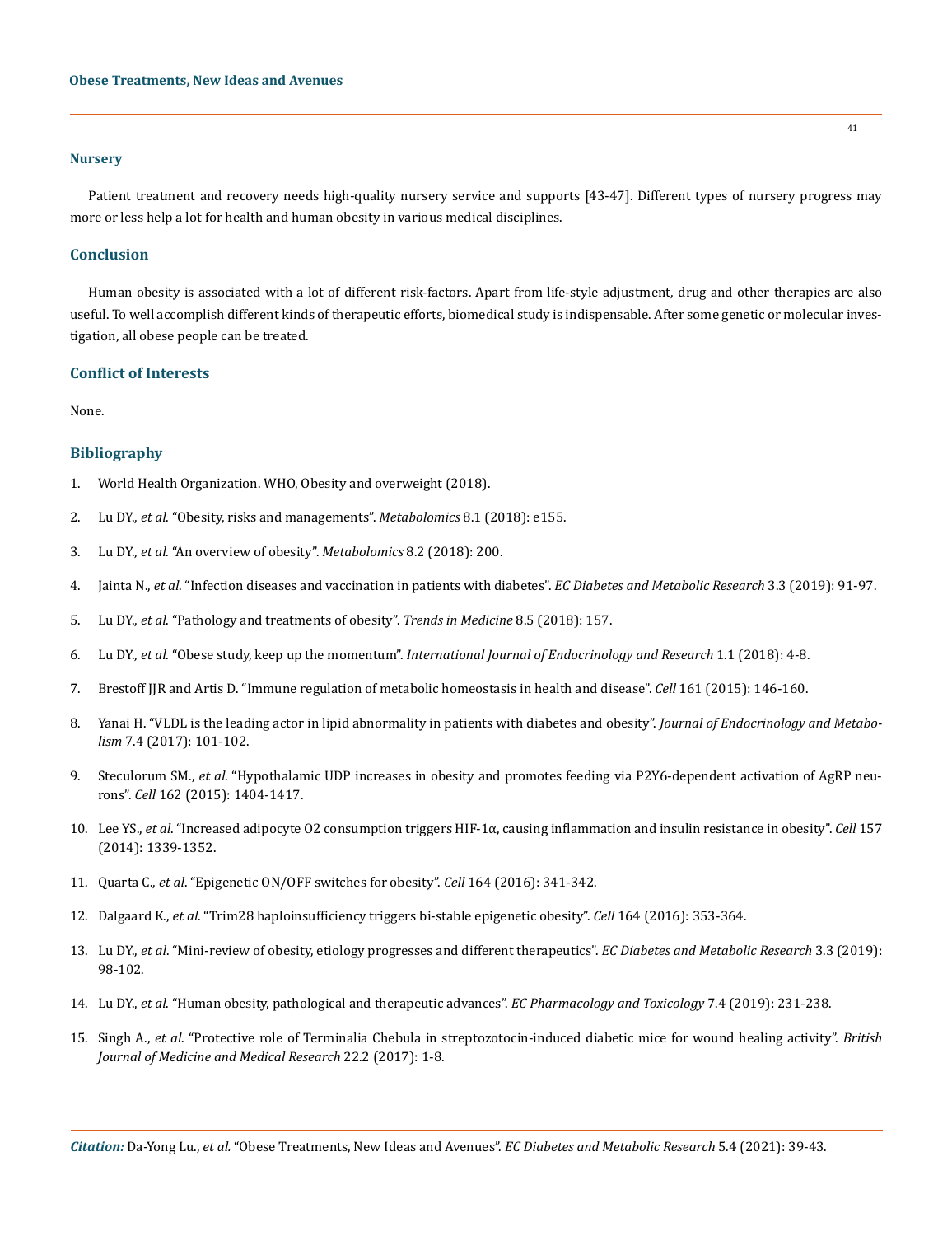## Nursery

Patient treatment and recovery needs high-quality nursery service and supports [43-47]. Different types of nursery progress may more or less help a lot for health and human obesity in various medical disciplines.

## Conclusion

Human obesity is associated with a lot of different risk-factors. Apart from life-style adjustment, drug and other therapies are also useful. To well accomplish different kinds of therapeutic efforts, biomedical study is indispensable. After some genetic or molecular investigation, all obese people can be treated.

## Conflict of Interests

None.

## Bibliography

1. World Health Organization. WHO, Obesity and overweight (2018).
2. Lu DY., *et al*. "Obesity, risks and managements". *Metabolomics* 8.1 (2018): e155.
3. Lu DY., *et al*. "An overview of obesity". *Metabolomics* 8.2 (2018): 200.
4. Jainta N., *et al*. "Infection diseases and vaccination in patients with diabetes". *EC Diabetes and Metabolic Research* 3.3 (2019): 91-97.
5. Lu DY., *et al*. "Pathology and treatments of obesity". *Trends in Medicine* 8.5 (2018): 157.
6. Lu DY., *et al*. "Obese study, keep up the momentum". *International Journal of Endocrinology and Research* 1.1 (2018): 4-8.
7. Brestoff JJR and Artis D. "Immune regulation of metabolic homeostasis in health and disease". *Cell* 161 (2015): 146-160.
8. Yanai H. "VLDL is the leading actor in lipid abnormality in patients with diabetes and obesity". *Journal of Endocrinology and Metabolism* 7.4 (2017): 101-102.
9. Steculorum SM., *et al*. "Hypothalamic UDP increases in obesity and promotes feeding via P2Y6-dependent activation of AgRP neurons". *Cell* 162 (2015): 1404-1417.
10. Lee YS., *et al*. "Increased adipocyte O2 consumption triggers HIF-1α, causing inflammation and insulin resistance in obesity". *Cell* 157 (2014): 1339-1352.
11. Quarta C., *et al*. "Epigenetic ON/OFF switches for obesity". *Cell* 164 (2016): 341-342.
12. Dalgaard K., *et al*. "Trim28 haploinsufficiency triggers bi-stable epigenetic obesity". *Cell* 164 (2016): 353-364.
13. Lu DY., *et al*. "Mini-review of obesity, etiology progresses and different therapeutics". *EC Diabetes and Metabolic Research* 3.3 (2019): 98-102.
14. Lu DY., *et al*. "Human obesity, pathological and therapeutic advances". *EC Pharmacology and Toxicology* 7.4 (2019): 231-238.
15. Singh A., *et al*. "Protective role of Terminalia Chebula in streptozotocin-induced diabetic mice for wound healing activity". *British Journal of Medicine and Medical Research* 22.2 (2017): 1-8.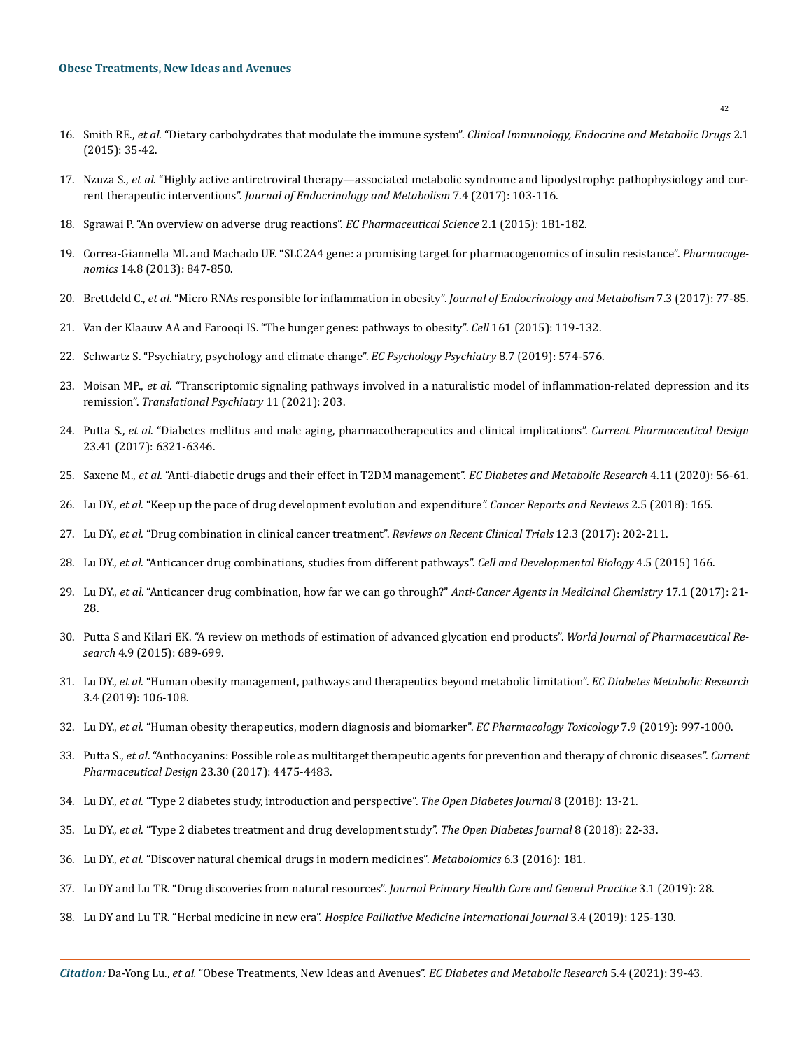16. Smith RE., *et al*. "Dietary carbohydrates that modulate the immune system". *Clinical Immunology, Endocrine and Metabolic Drugs* 2.1 (2015): 35-42.

17. Nzuza S., *et al*. "Highly active antiretroviral therapy—associated metabolic syndrome and lipodystrophy: pathophysiology and current therapeutic interventions". *Journal of Endocrinology and Metabolism* 7.4 (2017): 103-116.

18. Sgrawai P. "An overview on adverse drug reactions". *EC Pharmaceutical Science* 2.1 (2015): 181-182.

19. Correa-Giannella ML and Machado UF. "SLC2A4 gene: a promising target for pharmacogenomics of insulin resistance". *Pharmacogenomics* 14.8 (2013): 847-850.

20. Brettdeld C., *et al*. "Micro RNAs responsible for inflammation in obesity". *Journal of Endocrinology and Metabolism* 7.3 (2017): 77-85.

21. Van der Klaauw AA and Farooqi IS. "The hunger genes: pathways to obesity". *Cell* 161 (2015): 119-132.

22. Schwartz S. "Psychiatry, psychology and climate change". *EC Psychology Psychiatry* 8.7 (2019): 574-576.

23. Moisan MP., *et al*. "Transcriptomic signaling pathways involved in a naturalistic model of inflammation-related depression and its remission". *Translational Psychiatry* 11 (2021): 203.

24. Putta S., *et al*. "Diabetes mellitus and male aging, pharmacotherapeutics and clinical implications". *Current Pharmaceutical Design* 23.41 (2017): 6321-6346.

25. Saxene M., *et al*. "Anti-diabetic drugs and their effect in T2DM management". *EC Diabetes and Metabolic Research* 4.11 (2020): 56-61.

26. Lu DY., *et al*. "Keep up the pace of drug development evolution and expenditure*". Cancer Reports and Reviews* 2.5 (2018): 165.

27. Lu DY., *et al*. "Drug combination in clinical cancer treatment". *Reviews on Recent Clinical Trials* 12.3 (2017): 202-211.

28. Lu DY., *et al*. "Anticancer drug combinations, studies from different pathways". *Cell and Developmental Biology* 4.5 (2015) 166.

29. Lu DY., *et al*. "Anticancer drug combination, how far we can go through?" *Anti-Cancer Agents in Medicinal Chemistry* 17.1 (2017): 21-28.

30. Putta S and Kilari EK. "A review on methods of estimation of advanced glycation end products". *World Journal of Pharmaceutical Research* 4.9 (2015): 689-699.

31. Lu DY., *et al*. "Human obesity management, pathways and therapeutics beyond metabolic limitation". *EC Diabetes Metabolic Research* 3.4 (2019): 106-108.

32. Lu DY., *et al*. "Human obesity therapeutics, modern diagnosis and biomarker". *EC Pharmacology Toxicology* 7.9 (2019): 997-1000.

33. Putta S., *et al*. "Anthocyanins: Possible role as multitarget therapeutic agents for prevention and therapy of chronic diseases". *Current Pharmaceutical Design* 23.30 (2017): 4475-4483.

34. Lu DY., *et al*. "Type 2 diabetes study, introduction and perspective". *The Open Diabetes Journal* 8 (2018): 13-21.

35. Lu DY., *et al*. "Type 2 diabetes treatment and drug development study". *The Open Diabetes Journal* 8 (2018): 22-33.

36. Lu DY., *et al*. "Discover natural chemical drugs in modern medicines". *Metabolomics* 6.3 (2016): 181.

37. Lu DY and Lu TR. "Drug discoveries from natural resources". *Journal Primary Health Care and General Practice* 3.1 (2019): 28.

38. Lu DY and Lu TR. "Herbal medicine in new era". *Hospice Palliative Medicine International Journal* 3.4 (2019): 125-130.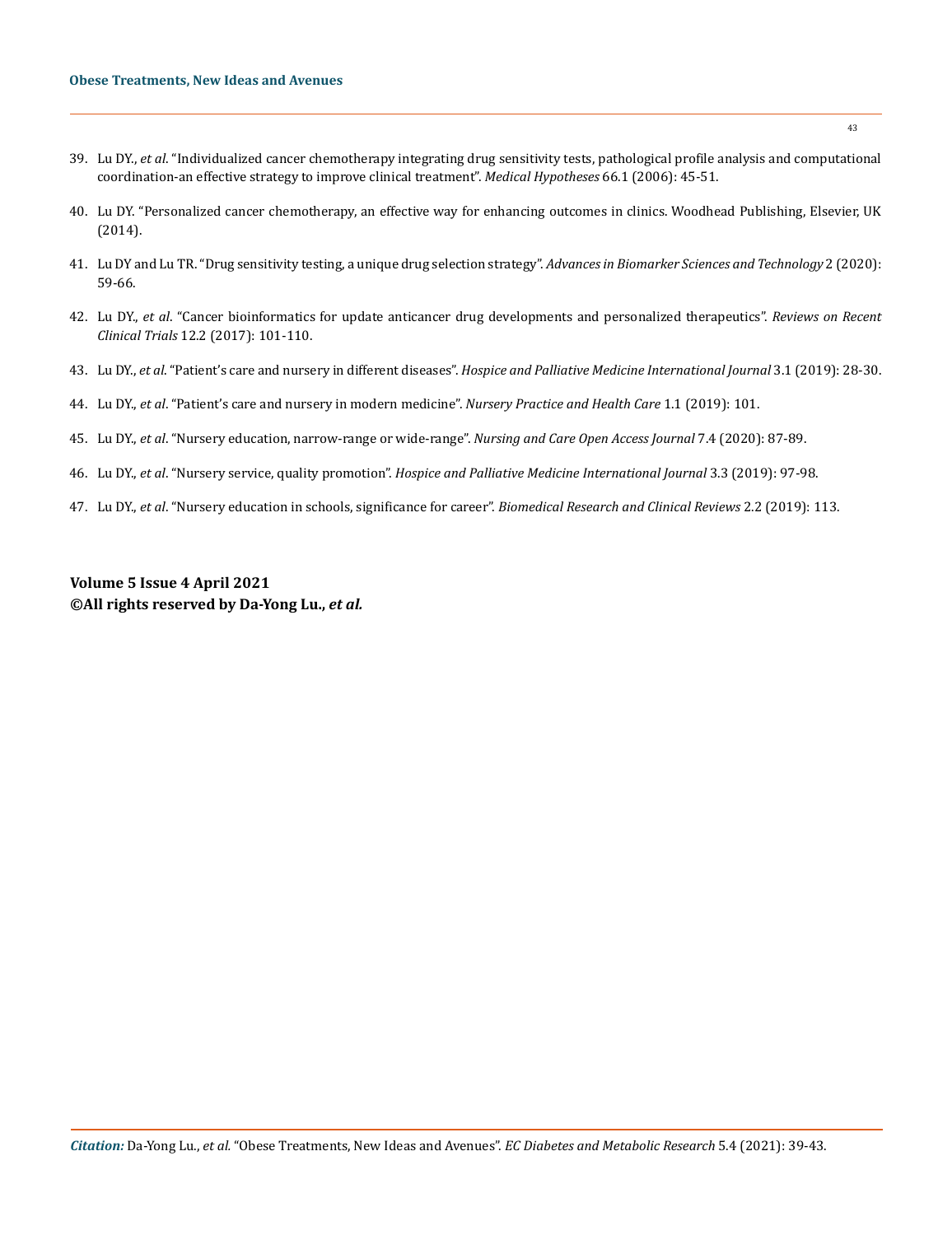39. Lu DY., *et al*. "Individualized cancer chemotherapy integrating drug sensitivity tests, pathological profile analysis and computational coordination-an effective strategy to improve clinical treatment". *Medical Hypotheses* 66.1 (2006): 45-51.
40. Lu DY. "Personalized cancer chemotherapy, an effective way for enhancing outcomes in clinics. Woodhead Publishing, Elsevier, UK (2014).
41. Lu DY and Lu TR. "Drug sensitivity testing, a unique drug selection strategy". *Advances in Biomarker Sciences and Technology* 2 (2020): 59-66.
42. Lu DY., *et al*. "Cancer bioinformatics for update anticancer drug developments and personalized therapeutics". *Reviews on Recent Clinical Trials* 12.2 (2017): 101-110.
43. Lu DY., *et al*. "Patient's care and nursery in different diseases". *Hospice and Palliative Medicine International Journal* 3.1 (2019): 28-30.
44. Lu DY., *et al*. "Patient's care and nursery in modern medicine". *Nursery Practice and Health Care* 1.1 (2019): 101.
45. Lu DY., *et al*. "Nursery education, narrow-range or wide-range". *Nursing and Care Open Access Journal* 7.4 (2020): 87-89.
46. Lu DY., *et al*. "Nursery service, quality promotion". *Hospice and Palliative Medicine International Journal* 3.3 (2019): 97-98.
47. Lu DY., *et al*. "Nursery education in schools, significance for career". *Biomedical Research and Clinical Reviews* 2.2 (2019): 113.

**Volume 5 Issue 4 April 2021**
**©All rights reserved by Da-Yong Lu., *et al.***